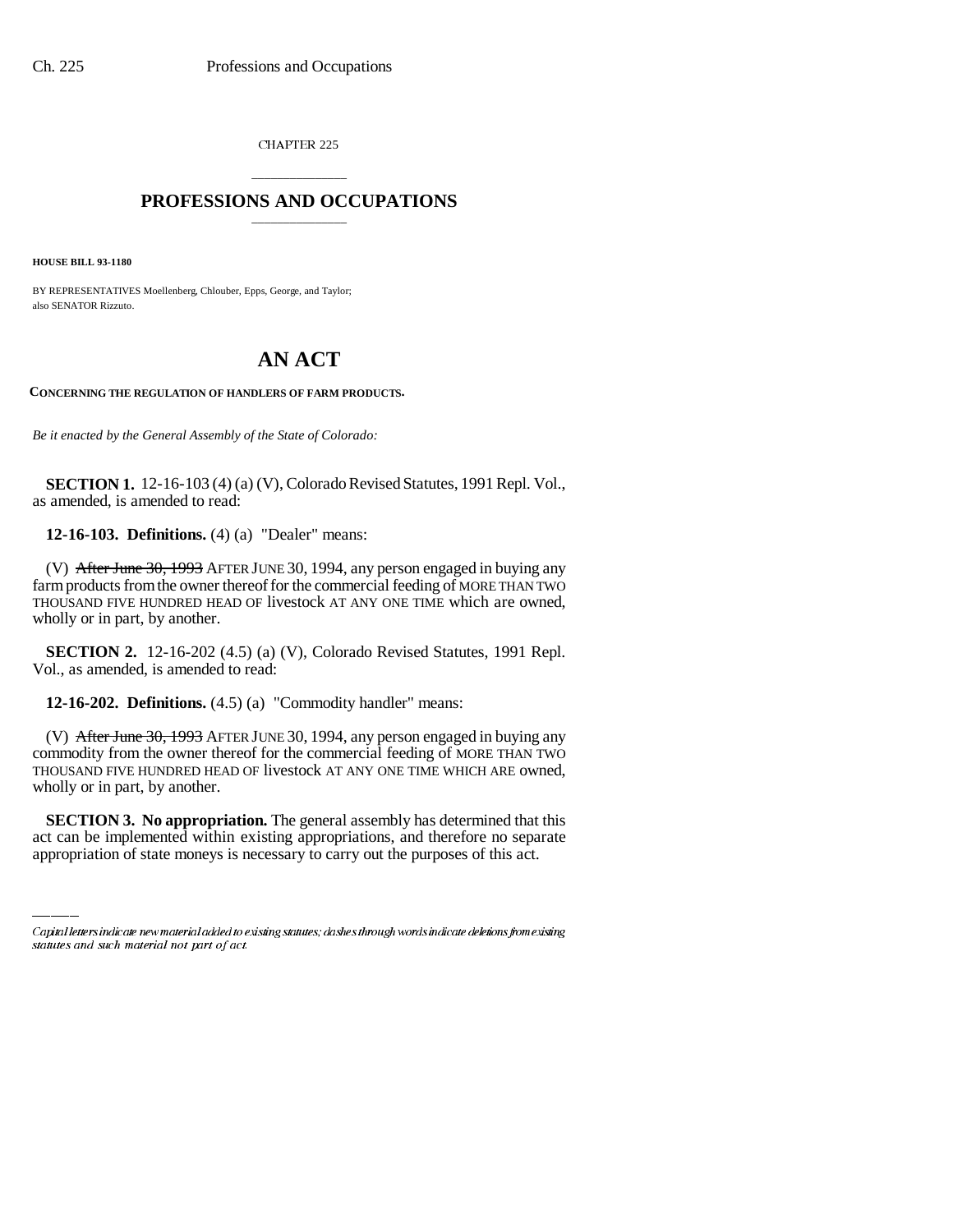CHAPTER 225

# PROFESSIONS AND OCCUPATIONS

**HOUSE BILL 93-1180**

BY REPRESENTATIVES Moellenberg, Chlouber, Epps, George, and Taylor; also SENATOR Rizzuto.

# AN ACT

**CONCERNING THE REGULATION OF HANDLERS OF FARM PRODUCTS.**

*Be it enacted by the General Assembly of the State of Colorado:*

**SECTION 1.** 12-16-103 (4) (a) (V), Colorado Revised Statutes, 1991 Repl. Vol., as amended, is amended to read:

**12-16-103. Definitions.** (4) (a) "Dealer" means:

(V) ~~After June 30, 1993~~ AFTER JUNE 30, 1994, any person engaged in buying any farm products from the owner thereof for the commercial feeding of MORE THAN TWO THOUSAND FIVE HUNDRED HEAD OF livestock AT ANY ONE TIME which are owned, wholly or in part, by another.

**SECTION 2.** 12-16-202 (4.5) (a) (V), Colorado Revised Statutes, 1991 Repl. Vol., as amended, is amended to read:

**12-16-202. Definitions.** (4.5) (a) "Commodity handler" means:

(V) ~~After June 30, 1993~~ AFTER JUNE 30, 1994, any person engaged in buying any commodity from the owner thereof for the commercial feeding of MORE THAN TWO THOUSAND FIVE HUNDRED HEAD OF livestock AT ANY ONE TIME WHICH ARE owned, wholly or in part, by another.

**SECTION 3. No appropriation.** The general assembly has determined that this act can be implemented within existing appropriations, and therefore no separate appropriation of state moneys is necessary to carry out the purposes of this act.

*Capital letters indicate new material added to existing statutes; dashes through words indicate deletions from existing statutes and such material not part of act.*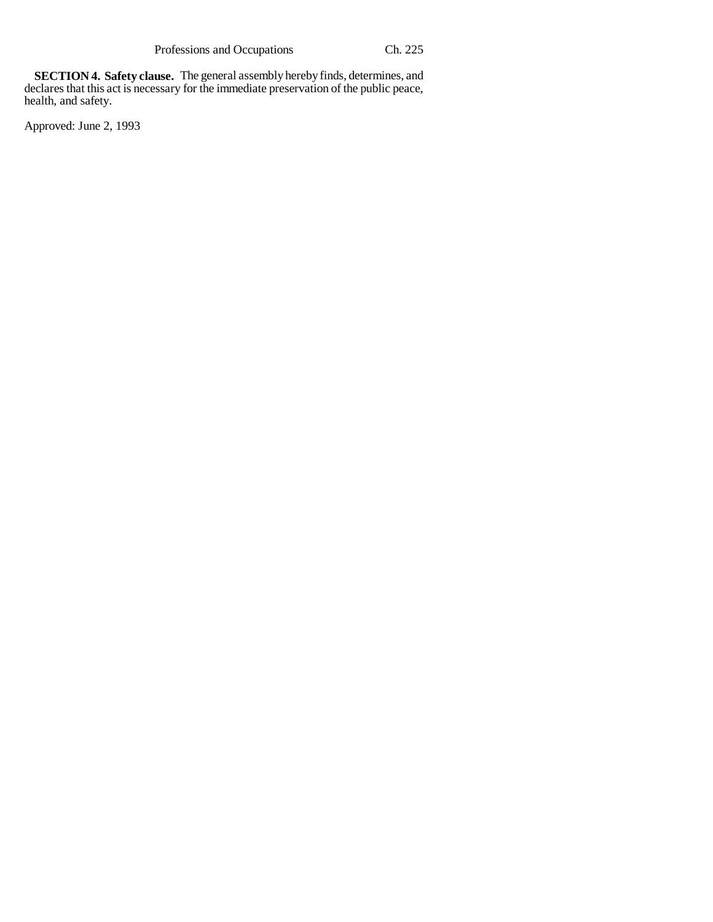**SECTION 4. Safety clause.** The general assembly hereby finds, determines, and declares that this act is necessary for the immediate preservation of the public peace, health, and safety.

Approved: June 2, 1993